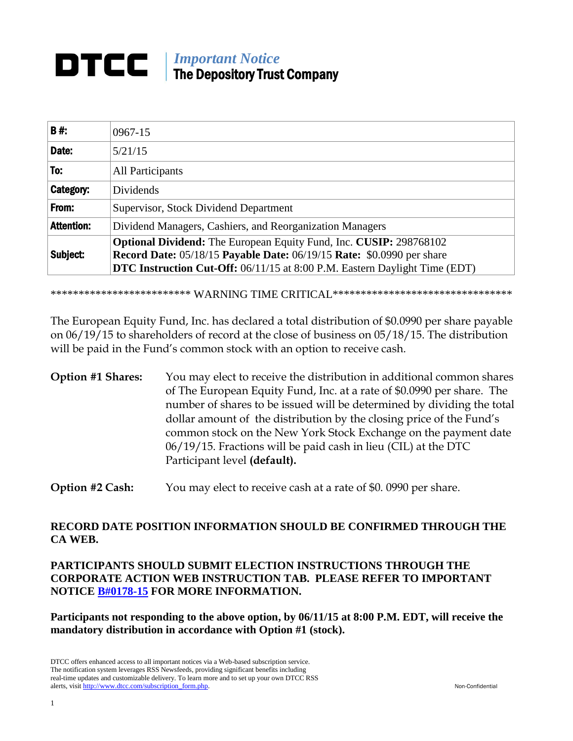# DTCC

*Important Notice*
**The Depository Trust Company**

| | |
|---|---|
| **B #:** | 0967-15 |
| **Date:** | 5/21/15 |
| **To:** | All Participants |
| **Category:** | Dividends |
| **From:** | Supervisor, Stock Dividend Department |
| **Attention:** | Dividend Managers, Cashiers, and Reorganization Managers |
| **Subject:** | **Optional Dividend:** The European Equity Fund, Inc. **CUSIP:** 298768102<br>**Record Date:** 05/18/15 **Payable Date:** 06/19/15 **Rate:** $0.0990 per share<br>**DTC Instruction Cut-Off:** 06/11/15 at 8:00 P.M. Eastern Daylight Time (EDT) |

************************* WARNING TIME CRITICAL*********************************

The European Equity Fund, Inc. has declared a total distribution of $0.0990 per share payable on 06/19/15 to shareholders of record at the close of business on 05/18/15. The distribution will be paid in the Fund's common stock with an option to receive cash.

**Option #1 Shares:** You may elect to receive the distribution in additional common shares of The European Equity Fund, Inc. at a rate of $0.0990 per share. The number of shares to be issued will be determined by dividing the total dollar amount of the distribution by the closing price of the Fund's common stock on the New York Stock Exchange on the payment date 06/19/15. Fractions will be paid cash in lieu (CIL) at the DTC Participant level **(default).**

**Option #2 Cash:** You may elect to receive cash at a rate of $0. 0990 per share.

**RECORD DATE POSITION INFORMATION SHOULD BE CONFIRMED THROUGH THE CA WEB.**

**PARTICIPANTS SHOULD SUBMIT ELECTION INSTRUCTIONS THROUGH THE CORPORATE ACTION WEB INSTRUCTION TAB. PLEASE REFER TO IMPORTANT NOTICE B#0178-15 FOR MORE INFORMATION.**

**Participants not responding to the above option, by 06/11/15 at 8:00 P.M. EDT, will receive the mandatory distribution in accordance with Option #1 (stock).**

DTCC offers enhanced access to all important notices via a Web-based subscription service. The notification system leverages RSS Newsfeeds, providing significant benefits including real-time updates and customizable delivery. To learn more and to set up your own DTCC RSS alerts, visit http://www.dtcc.com/subscription_form.php.

Non-Confidential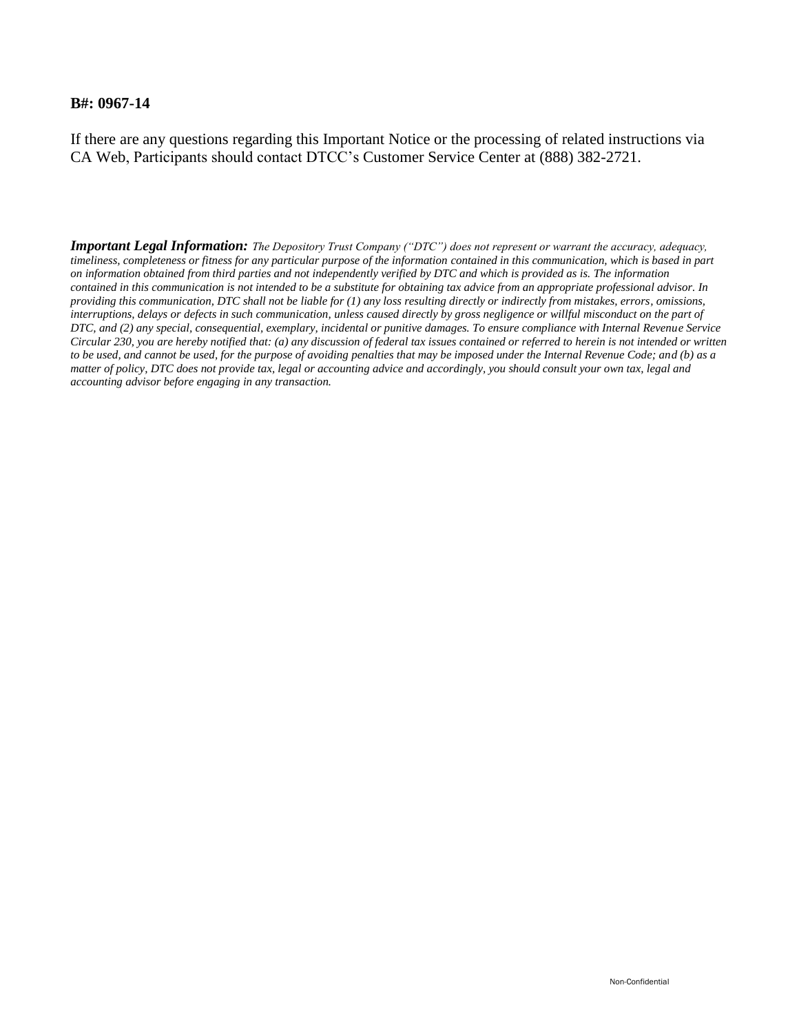**B#: 0967-14**

If there are any questions regarding this Important Notice or the processing of related instructions via CA Web, Participants should contact DTCC's Customer Service Center at (888) 382-2721.

***Important Legal Information:*** *The Depository Trust Company ("DTC") does not represent or warrant the accuracy, adequacy, timeliness, completeness or fitness for any particular purpose of the information contained in this communication, which is based in part on information obtained from third parties and not independently verified by DTC and which is provided as is. The information contained in this communication is not intended to be a substitute for obtaining tax advice from an appropriate professional advisor. In providing this communication, DTC shall not be liable for (1) any loss resulting directly or indirectly from mistakes, errors, omissions, interruptions, delays or defects in such communication, unless caused directly by gross negligence or willful misconduct on the part of DTC, and (2) any special, consequential, exemplary, incidental or punitive damages. To ensure compliance with Internal Revenue Service Circular 230, you are hereby notified that: (a) any discussion of federal tax issues contained or referred to herein is not intended or written to be used, and cannot be used, for the purpose of avoiding penalties that may be imposed under the Internal Revenue Code; and (b) as a matter of policy, DTC does not provide tax, legal or accounting advice and accordingly, you should consult your own tax, legal and accounting advisor before engaging in any transaction.*

Non-Confidential